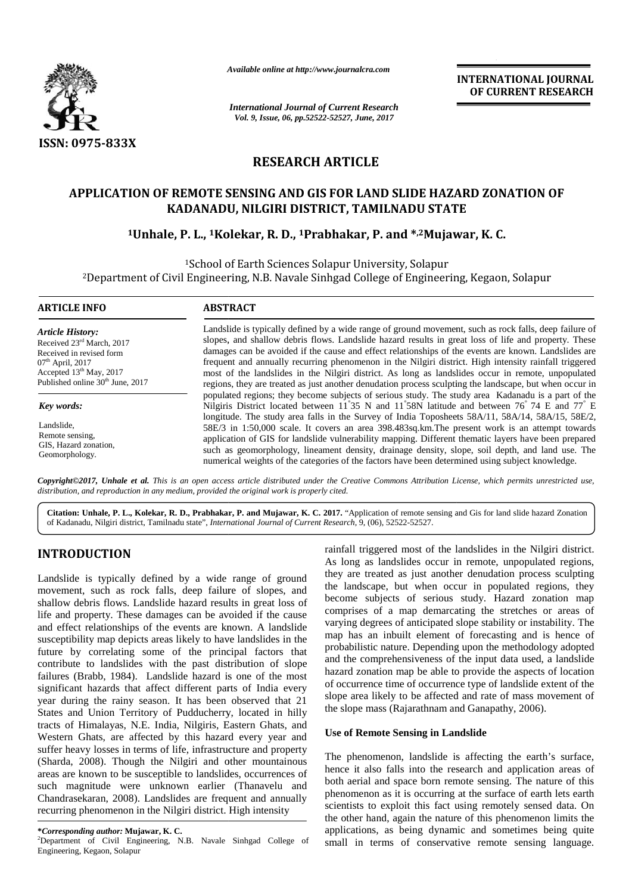ISSN: 0975-833X

*Available online at http://www.journalcra.com*

*International Journal of Current Research*
*Vol. 9, Issue, 06, pp.52522-52527, June, 2017*

**INTERNATIONAL JOURNAL OF CURRENT RESEARCH**

# RESEARCH ARTICLE

# APPLICATION OF REMOTE SENSING AND GIS FOR LAND SLIDE HAZARD ZONATION OF KADANADU, NILGIRI DISTRICT, TAMILNADU STATE

**[1]Unhale, P. L., [1]Kolekar, R. D., [1]Prabhakar, P. and *,[2]Mujawar, K. C.**

[1]School of Earth Sciences Solapur University, Solapur
[2]Department of Civil Engineering, N.B. Navale Sinhgad College of Engineering, Kegaon, Solapur

## ARTICLE INFO

*Article History:*
Received 23rd March, 2017
Received in revised form 07th April, 2017
Accepted 13th May, 2017
Published online 30th June, 2017

*Key words:*
Landslide,
Remote sensing,
GIS, Hazard zonation,
Geomorphology.

## ABSTRACT

Landslide is typically defined by a wide range of ground movement, such as rock falls, deep failure of slopes, and shallow debris flows. Landslide hazard results in great loss of life and property. These damages can be avoided if the cause and effect relationships of the events are known. Landslides are frequent and annually recurring phenomenon in the Nilgiri district. High intensity rainfall triggered most of the landslides in the Nilgiri district. As long as landslides occur in remote, unpopulated regions, they are treated as just another denudation process sculpting the landscape, but when occur in populated regions; they become subjects of serious study. The study area Kadanadu is a part of the Nilgiris District located between 11°35 N and 11°58N latitude and between 76° 74 E and 77° E longitude. The study area falls in the Survey of India Toposheets 58A/11, 58A/14, 58A/15, 58E/2, 58E/3 in 1:50,000 scale. It covers an area 398.483sq.km.The present work is an attempt towards application of GIS for landslide vulnerability mapping. Different thematic layers have been prepared such as geomorphology, lineament density, drainage density, slope, soil depth, and land use. The numerical weights of the categories of the factors have been determined using subject knowledge.

***Copyright©2017, Unhale et al.*** *This is an open access article distributed under the Creative Commons Attribution License, which permits unrestricted use, distribution, and reproduction in any medium, provided the original work is properly cited.*

**Citation: Unhale, P. L., Kolekar, R. D., Prabhakar, P. and Mujawar, K. C. 2017.** "Application of remote sensing and Gis for land slide hazard Zonation of Kadanadu, Nilgiri district, Tamilnadu state", *International Journal of Current Research*, 9, (06), 52522-52527.

## INTRODUCTION

Landslide is typically defined by a wide range of ground movement, such as rock falls, deep failure of slopes, and shallow debris flows. Landslide hazard results in great loss of life and property. These damages can be avoided if the cause and effect relationships of the events are known. A landslide susceptibility map depicts areas likely to have landslides in the future by correlating some of the principal factors that contribute to landslides with the past distribution of slope failures (Brabb, 1984). Landslide hazard is one of the most significant hazards that affect different parts of India every year during the rainy season. It has been observed that 21 States and Union Territory of Pudducherry, located in hilly tracts of Himalayas, N.E. India, Nilgiris, Eastern Ghats, and Western Ghats, are affected by this hazard every year and suffer heavy losses in terms of life, infrastructure and property (Sharda, 2008). Though the Nilgiri and other mountainous areas are known to be susceptible to landslides, occurrences of such magnitude were unknown earlier (Thanavelu and Chandrasekaran, 2008). Landslides are frequent and annually recurring phenomenon in the Nilgiri district. High intensity rainfall triggered most of the landslides in the Nilgiri district. As long as landslides occur in remote, unpopulated regions, they are treated as just another denudation process sculpting the landscape, but when occur in populated regions, they become subjects of serious study. Hazard zonation map comprises of a map demarcating the stretches or areas of varying degrees of anticipated slope stability or instability. The map has an inbuilt element of forecasting and is hence of probabilistic nature. Depending upon the methodology adopted and the comprehensiveness of the input data used, a landslide hazard zonation map be able to provide the aspects of location of occurrence time of occurrence type of landslide extent of the slope area likely to be affected and rate of mass movement of the slope mass (Rajarathnam and Ganapathy, 2006).

### Use of Remote Sensing in Landslide

The phenomenon, landslide is affecting the earth's surface, hence it also falls into the research and application areas of both aerial and space born remote sensing. The nature of this phenomenon as it is occurring at the surface of earth lets earth scientists to exploit this fact using remotely sensed data. On the other hand, again the nature of this phenomenon limits the applications, as being dynamic and sometimes being quite small in terms of conservative remote sensing language.

***Corresponding author:** **Mujawar, K. C.**
[2]Department of Civil Engineering, N.B. Navale Sinhgad College of Engineering, Kegaon, Solapur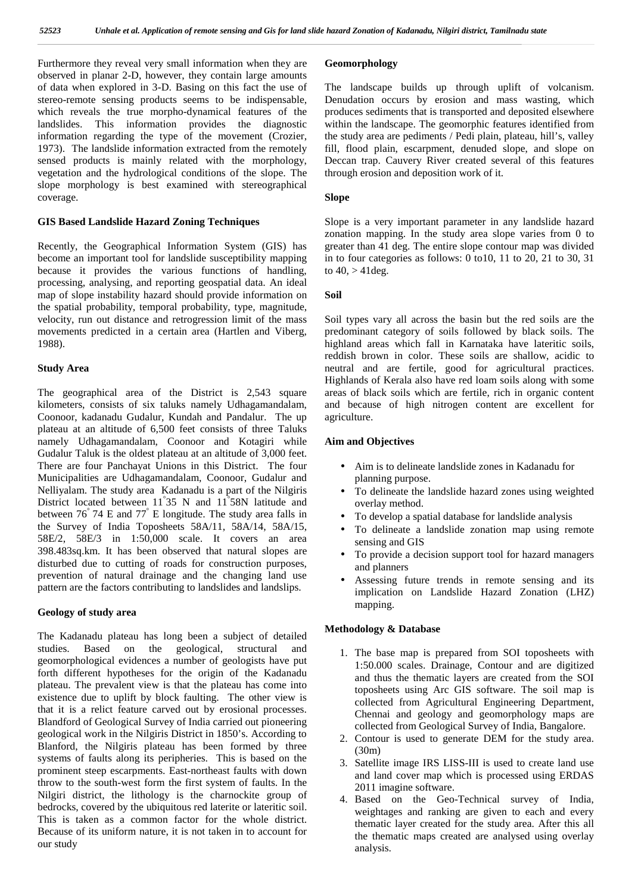Furthermore they reveal very small information when they are observed in planar 2-D, however, they contain large amounts of data when explored in 3-D. Basing on this fact the use of stereo-remote sensing products seems to be indispensable, which reveals the true morpho-dynamical features of the landslides. This information provides the diagnostic information regarding the type of the movement (Crozier, 1973). The landslide information extracted from the remotely sensed products is mainly related with the morphology, vegetation and the hydrological conditions of the slope. The slope morphology is best examined with stereographical coverage.

### GIS Based Landslide Hazard Zoning Techniques

Recently, the Geographical Information System (GIS) has become an important tool for landslide susceptibility mapping because it provides the various functions of handling, processing, analysing, and reporting geospatial data. An ideal map of slope instability hazard should provide information on the spatial probability, temporal probability, type, magnitude, velocity, run out distance and retrogression limit of the mass movements predicted in a certain area (Hartlen and Viberg, 1988).

### Study Area

The geographical area of the District is 2,543 square kilometers, consists of six taluks namely Udhagamandalam, Coonoor, kadanadu Gudalur, Kundah and Pandalur. The up plateau at an altitude of 6,500 feet consists of three Taluks namely Udhagamandalam, Coonoor and Kotagiri while Gudalur Taluk is the oldest plateau at an altitude of 3,000 feet. There are four Panchayat Unions in this District. The four Municipalities are Udhagamandalam, Coonoor, Gudalur and Nelliyalam. The study area Kadanadu is a part of the Nilgiris District located between 11°35 N and 11°58N latitude and between 76° 74 E and 77° E longitude. The study area falls in the Survey of India Toposheets 58A/11, 58A/14, 58A/15, 58E/2, 58E/3 in 1:50,000 scale. It covers an area 398.483sq.km. It has been observed that natural slopes are disturbed due to cutting of roads for construction purposes, prevention of natural drainage and the changing land use pattern are the factors contributing to landslides and landslips.

### Geology of study area

The Kadanadu plateau has long been a subject of detailed studies. Based on the geological, structural and geomorphological evidences a number of geologists have put forth different hypotheses for the origin of the Kadanadu plateau. The prevalent view is that the plateau has come into existence due to uplift by block faulting. The other view is that it is a relict feature carved out by erosional processes. Blandford of Geological Survey of India carried out pioneering geological work in the Nilgiris District in 1850's. According to Blanford, the Nilgiris plateau has been formed by three systems of faults along its peripheries. This is based on the prominent steep escarpments. East-northeast faults with down throw to the south-west form the first system of faults. In the Nilgiri district, the lithology is the charnockite group of bedrocks, covered by the ubiquitous red laterite or lateritic soil. This is taken as a common factor for the whole district. Because of its uniform nature, it is not taken in to account for our study

### Geomorphology

The landscape builds up through uplift of volcanism. Denudation occurs by erosion and mass wasting, which produces sediments that is transported and deposited elsewhere within the landscape. The geomorphic features identified from the study area are pediments / Pedi plain, plateau, hill's, valley fill, flood plain, escarpment, denuded slope, and slope on Deccan trap. Cauvery River created several of this features through erosion and deposition work of it.

### Slope

Slope is a very important parameter in any landslide hazard zonation mapping. In the study area slope varies from 0 to greater than 41 deg. The entire slope contour map was divided in to four categories as follows: 0 to10, 11 to 20, 21 to 30, 31 to 40, > 41deg.

### Soil

Soil types vary all across the basin but the red soils are the predominant category of soils followed by black soils. The highland areas which fall in Karnataka have lateritic soils, reddish brown in color. These soils are shallow, acidic to neutral and are fertile, good for agricultural practices. Highlands of Kerala also have red loam soils along with some areas of black soils which are fertile, rich in organic content and because of high nitrogen content are excellent for agriculture.

### Aim and Objectives

- Aim is to delineate landslide zones in Kadanadu for planning purpose.
- To delineate the landslide hazard zones using weighted overlay method.
- To develop a spatial database for landslide analysis
- To delineate a landslide zonation map using remote sensing and GIS
- To provide a decision support tool for hazard managers and planners
- Assessing future trends in remote sensing and its implication on Landslide Hazard Zonation (LHZ) mapping.

### Methodology & Database

1. The base map is prepared from SOI toposheets with 1:50.000 scales. Drainage, Contour and are digitized and thus the thematic layers are created from the SOI toposheets using Arc GIS software. The soil map is collected from Agricultural Engineering Department, Chennai and geology and geomorphology maps are collected from Geological Survey of India, Bangalore.
2. Contour is used to generate DEM for the study area. (30m)
3. Satellite image IRS LISS-III is used to create land use and land cover map which is processed using ERDAS 2011 imagine software.
4. Based on the Geo-Technical survey of India, weightages and ranking are given to each and every thematic layer created for the study area. After this all the thematic maps created are analysed using overlay analysis.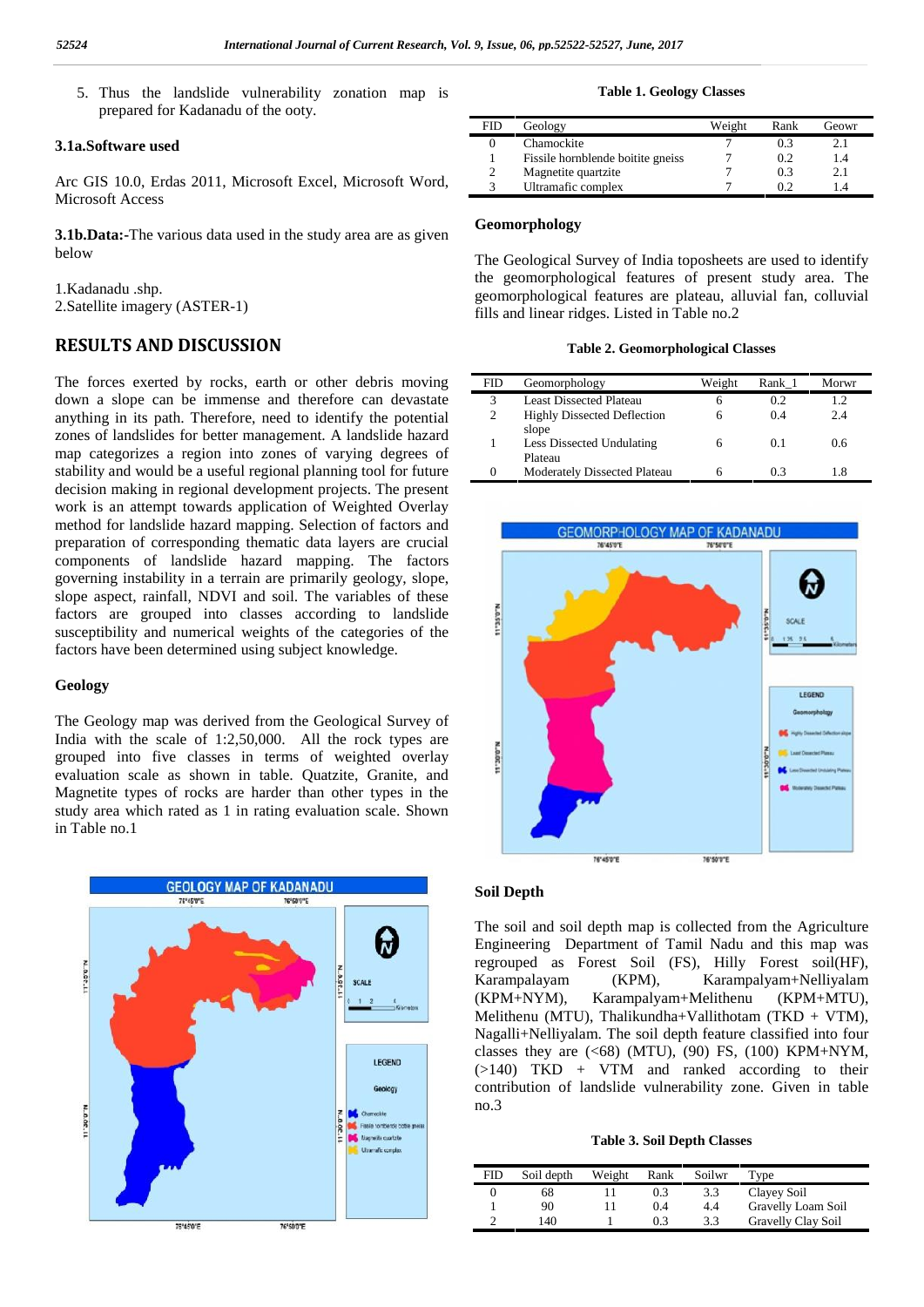5. Thus the landslide vulnerability zonation map is prepared for Kadanadu of the ooty.

### 3.1a.Software used

Arc GIS 10.0, Erdas 2011, Microsoft Excel, Microsoft Word, Microsoft Access

**3.1b.Data:-**The various data used in the study area are as given below

1.Kadanadu .shp.
2.Satellite imagery (ASTER-1)

## RESULTS AND DISCUSSION

The forces exerted by rocks, earth or other debris moving down a slope can be immense and therefore can devastate anything in its path. Therefore, need to identify the potential zones of landslides for better management. A landslide hazard map categorizes a region into zones of varying degrees of stability and would be a useful regional planning tool for future decision making in regional development projects. The present work is an attempt towards application of Weighted Overlay method for landslide hazard mapping. Selection of factors and preparation of corresponding thematic data layers are crucial components of landslide hazard mapping. The factors governing instability in a terrain are primarily geology, slope, slope aspect, rainfall, NDVI and soil. The variables of these factors are grouped into classes according to landslide susceptibility and numerical weights of the categories of the factors have been determined using subject knowledge.

### Geology

The Geology map was derived from the Geological Survey of India with the scale of 1:2,50,000. All the rock types are grouped into five classes in terms of weighted overlay evaluation scale as shown in table. Quatzite, Granite, and Magnetite types of rocks are harder than other types in the study area which rated as 1 in rating evaluation scale. Shown in Table no.1

**Table 1. Geology Classes**

| FID | Geology | Weight | Rank | Geowr |
|---|---|---|---|---|
| 0 | Chamockite | 7 | 0.3 | 2.1 |
| 1 | Fissile hornblende boitite gneiss | 7 | 0.2 | 1.4 |
| 2 | Magnetite quartzite | 7 | 0.3 | 2.1 |
| 3 | Ultramafic complex | 7 | 0.2 | 1.4 |

### Geomorphology

The Geological Survey of India toposheets are used to identify the geomorphological features of present study area. The geomorphological features are plateau, alluvial fan, colluvial fills and linear ridges. Listed in Table no.2

**Table 2. Geomorphological Classes**

| FID | Geomorphology | Weight | Rank_1 | Morwr |
|---|---|---|---|---|
| 3 | Least Dissected Plateau | 6 | 0.2 | 1.2 |
| 2 | Highly Dissected Deflection slope | 6 | 0.4 | 2.4 |
| 1 | Less Dissected Undulating Plateau | 6 | 0.1 | 0.6 |
| 0 | Moderately Dissected Plateau | 6 | 0.3 | 1.8 |

### Soil Depth

The soil and soil depth map is collected from the Agriculture Engineering Department of Tamil Nadu and this map was regrouped as Forest Soil (FS), Hilly Forest soil(HF), Karampalayam (KPM), Karampalayam+Nelliyalam (KPM+NYM), Karampalayam+Melithenu (KPM+MTU), Melithenu (MTU), Thalikundha+Vallithotam (TKD + VTM), Nagalli+Nelliyalam. The soil depth feature classified into four classes they are (<68) (MTU), (90) FS, (100) KPM+NYM, (>140) TKD + VTM and ranked according to their contribution of landslide vulnerability zone. Given in table no.3

**Table 3. Soil Depth Classes**

| FID | Soil depth | Weight | Rank | Soilwr | Type |
|---|---|---|---|---|---|
| 0 | 68 | 11 | 0.3 | 3.3 | Clayey Soil |
| 1 | 90 | 11 | 0.4 | 4.4 | Gravelly Loam Soil |
| 2 | 140 | 1 | 0.3 | 3.3 | Gravelly Clay Soil |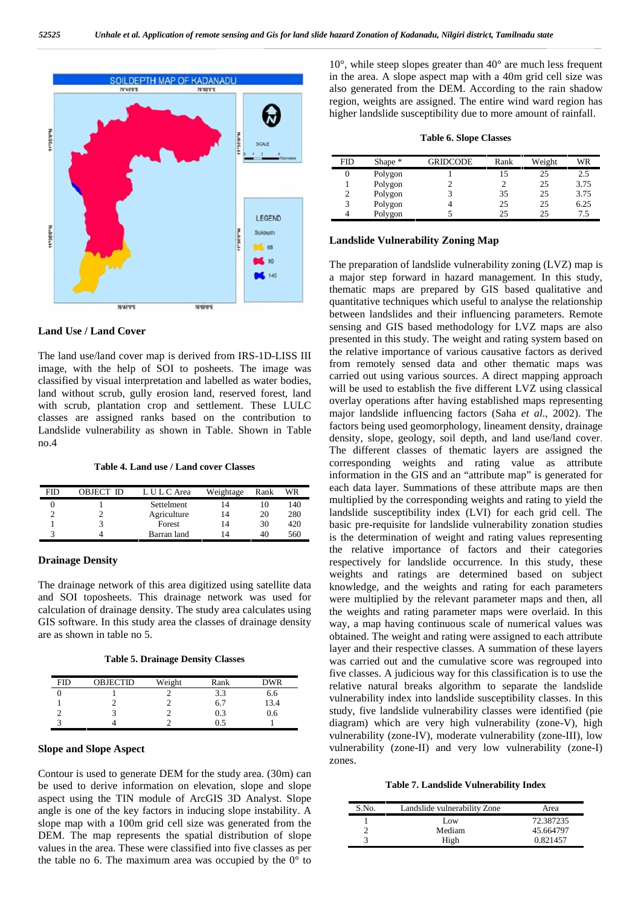## Land Use / Land Cover

The land use/land cover map is derived from IRS-1D-LISS III image, with the help of SOI to posheets. The image was classified by visual interpretation and labelled as water bodies, land without scrub, gully erosion land, reserved forest, land with scrub, plantation crop and settlement. These LULC classes are assigned ranks based on the contribution to Landslide vulnerability as shown in Table. Shown in Table no.4

**Table 4. Land use / Land cover Classes**

| FID | OBJECT ID | L U L C Area | Weightage | Rank | WR |
|---|---|---|---|---|---|
| 0 | 1 | Settelment | 14 | 10 | 140 |
| 2 | 2 | Agriculture | 14 | 20 | 280 |
| 1 | 3 | Forest | 14 | 30 | 420 |
| 3 | 4 | Barran land | 14 | 40 | 560 |

## Drainage Density

The drainage network of this area digitized using satellite data and SOI toposheets. This drainage network was used for calculation of drainage density. The study area calculates using GIS software. In this study area the classes of drainage density are as shown in table no 5.

**Table 5. Drainage Density Classes**

| FID | OBJECTID | Weight | Rank | DWR |
|---|---|---|---|---|
| 0 | 1 | 2 | 3.3 | 6.6 |
| 1 | 2 | 2 | 6.7 | 13.4 |
| 2 | 3 | 2 | 0.3 | 0.6 |
| 3 | 4 | 2 | 0.5 | 1 |

## Slope and Slope Aspect

Contour is used to generate DEM for the study area. (30m) can be used to derive information on elevation, slope and slope aspect using the TIN module of ArcGIS 3D Analyst. Slope angle is one of the key factors in inducing slope instability. A slope map with a 100m grid cell size was generated from the DEM. The map represents the spatial distribution of slope values in the area. These were classified into five classes as per the table no 6. The maximum area was occupied by the 0° to 10°, while steep slopes greater than 40° are much less frequent in the area. A slope aspect map with a 40m grid cell size was also generated from the DEM. According to the rain shadow region, weights are assigned. The entire wind ward region has higher landslide susceptibility due to more amount of rainfall.

**Table 6. Slope Classes**

| FID | Shape * | GRIDCODE | Rank | Weight | WR |
|---|---|---|---|---|---|
| 0 | Polygon | 1 | 15 | 25 | 2.5 |
| 1 | Polygon | 2 | 2 | 25 | 3.75 |
| 2 | Polygon | 3 | 35 | 25 | 3.75 |
| 3 | Polygon | 4 | 25 | 25 | 6.25 |
| 4 | Polygon | 5 | 25 | 25 | 7.5 |

## Landslide Vulnerability Zoning Map

The preparation of landslide vulnerability zoning (LVZ) map is a major step forward in hazard management. In this study, thematic maps are prepared by GIS based qualitative and quantitative techniques which useful to analyse the relationship between landslides and their influencing parameters. Remote sensing and GIS based methodology for LVZ maps are also presented in this study. The weight and rating system based on the relative importance of various causative factors as derived from remotely sensed data and other thematic maps was carried out using various sources. A direct mapping approach will be used to establish the five different LVZ using classical overlay operations after having established maps representing major landslide influencing factors (Saha *et al*., 2002). The factors being used geomorphology, lineament density, drainage density, slope, geology, soil depth, and land use/land cover. The different classes of thematic layers are assigned the corresponding weights and rating value as attribute information in the GIS and an "attribute map" is generated for each data layer. Summations of these attribute maps are then multiplied by the corresponding weights and rating to yield the landslide susceptibility index (LVI) for each grid cell. The basic pre-requisite for landslide vulnerability zonation studies is the determination of weight and rating values representing the relative importance of factors and their categories respectively for landslide occurrence. In this study, these weights and ratings are determined based on subject knowledge, and the weights and rating for each parameters were multiplied by the relevant parameter maps and then, all the weights and rating parameter maps were overlaid. In this way, a map having continuous scale of numerical values was obtained. The weight and rating were assigned to each attribute layer and their respective classes. A summation of these layers was carried out and the cumulative score was regrouped into five classes. A judicious way for this classification is to use the relative natural breaks algorithm to separate the landslide vulnerability index into landslide susceptibility classes. In this study, five landslide vulnerability classes were identified (pie diagram) which are very high vulnerability (zone-V), high vulnerability (zone-IV), moderate vulnerability (zone-III), low vulnerability (zone-II) and very low vulnerability (zone-I) zones.

**Table 7. Landslide Vulnerability Index**

| S.No. | Landslide vulnerability Zone | Area |
|---|---|---|
| 1 | Low | 72.387235 |
| 2 | Mediam | 45.664797 |
| 3 | High | 0.821457 |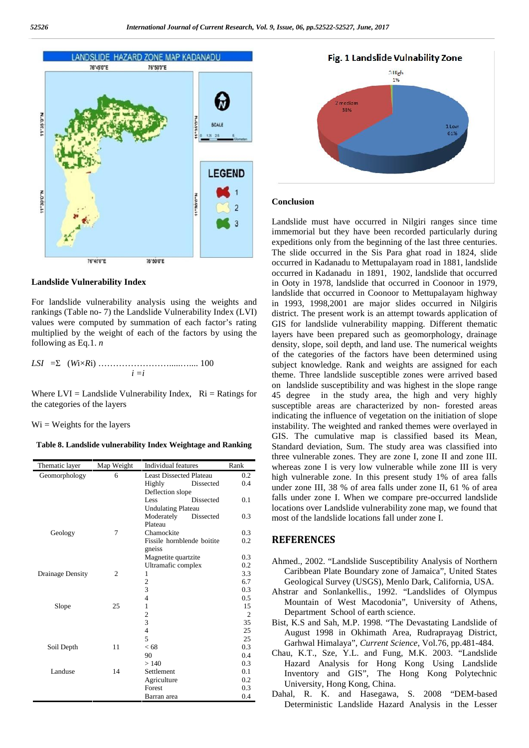## Landslide Vulnerability Index

For landslide vulnerability analysis using the weights and rankings (Table no- 7) the Landslide Vulnerability Index (LVI) values were computed by summation of each factor's rating multiplied by the weight of each of the factors by using the following as Eq.1. *n*

$$LSI = \Sigma_{i=i} (Wi \times Ri) \ldots\ldots\ldots\ldots\ldots\ldots\ldots\ldots\ldots\ldots 100$$

Where LVI = Landslide Vulnerability Index, Ri = Ratings for the categories of the layers

Wi = Weights for the layers

**Table 8. Landslide vulnerability Index Weightage and Ranking**

| Thematic layer | Map Weight | Individual features | Rank |
|---|---|---|---|
| Geomorphology | 6 | Least Dissected Plateau | 0.2 |
| | | Highly Dissected Deflection slope | 0.4 |
| | | Less Dissected Undulating Plateau | 0.1 |
| | | Moderately Dissected Plateau | 0.3 |
| Geology | 7 | Chamockite | 0.3 |
| | | Fissile hornblende boitite gneiss | 0.2 |
| | | Magnetite quartzite | 0.3 |
| | | Ultramafic complex | 0.2 |
| Drainage Density | 2 | 1 | 3.3 |
| | | 2 | 6.7 |
| | | 3 | 0.3 |
| | | 4 | 0.5 |
| Slope | 25 | 1 | 15 |
| | | 2 | 2 |
| | | 3 | 35 |
| | | 4 | 25 |
| | | 5 | 25 |
| Soil Depth | 11 | < 68 | 0.3 |
| | | 90 | 0.4 |
| | | > 140 | 0.3 |
| Landuse | 14 | Settlement | 0.1 |
| | | Agriculture | 0.2 |
| | | Forest | 0.3 |
| | | Barran area | 0.4 |

**Fig. 1 Landslide Vulnability Zone**

## Conclusion

Landslide must have occurred in Nilgiri ranges since time immemorial but they have been recorded particularly during expeditions only from the beginning of the last three centuries. The slide occurred in the Sis Para ghat road in 1824, slide occurred in Kadanadu to Mettupalayam road in 1881, landslide occurred in Kadanadu in 1891, 1902, landslide that occurred in Ooty in 1978, landslide that occurred in Coonoor in 1979, landslide that occurred in Coonoor to Mettupalayam highway in 1993, 1998,2001 are major slides occurred in Nilgiris district. The present work is an attempt towards application of GIS for landslide vulnerability mapping. Different thematic layers have been prepared such as geomorphology, drainage density, slope, soil depth, and land use. The numerical weights of the categories of the factors have been determined using subject knowledge. Rank and weights are assigned for each theme. Three landslide susceptible zones were arrived based on landslide susceptibility and was highest in the slope range 45 degree in the study area, the high and very highly susceptible areas are characterized by non- forested areas indicating the influence of vegetation on the initiation of slope instability. The weighted and ranked themes were overlayed in GIS. The cumulative map is classified based its Mean, Standard deviation, Sum. The study area was classified into three vulnerable zones. They are zone I, zone II and zone III. whereas zone I is very low vulnerable while zone III is very high vulnerable zone. In this present study 1% of area falls under zone III, 38 % of area falls under zone II, 61 % of area falls under zone I. When we compare pre-occurred landslide locations over Landslide vulnerability zone map, we found that most of the landslide locations fall under zone I.

## REFERENCES

Ahmed., 2002. "Landslide Susceptibility Analysis of Northern Caribbean Plate Boundary zone of Jamaica", United States Geological Survey (USGS), Menlo Dark, California, USA.

Ahstrar and Sonlankellis., 1992. "Landslides of Olympus Mountain of Western Macodonia", University of Athens, Department School of earth science.

Bist, K.S and Sah, M.P. 1998. "The Devastating Landslide of August 1998 in Okhimath Area, Rudraprayag District, Garhwal Himalaya", *Current Science*, Vol.76, pp.481-484.

Chau, K.T., Sze, Y.L. and Fung, M.K. 2003. "Landslide Hazard Analysis for Hong Kong Using Landslide Inventory and GIS", Hong Kong Polytechnic University, Hong Kong, China.

Dahal, R. K. and Hasegawa, S. 2008 "DEM-based Deterministic Landslide Hazard Analysis in the Lesser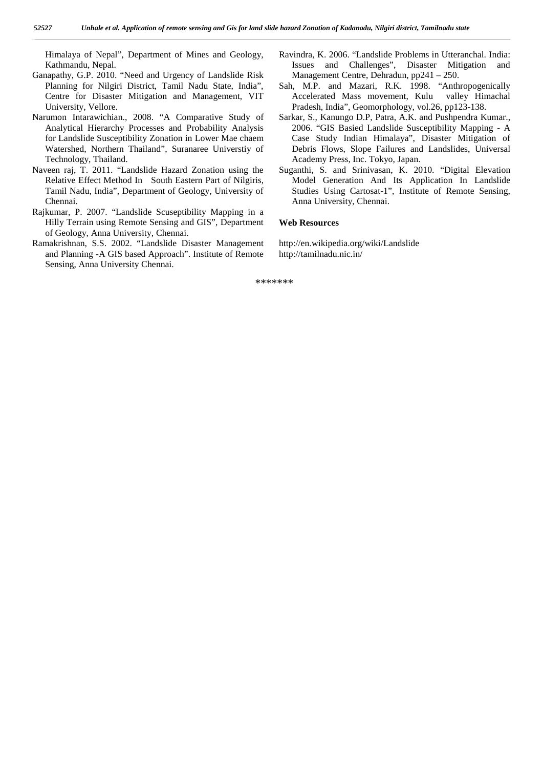Himalaya of Nepal", Department of Mines and Geology, Kathmandu, Nepal.

Ganapathy, G.P. 2010. "Need and Urgency of Landslide Risk Planning for Nilgiri District, Tamil Nadu State, India", Centre for Disaster Mitigation and Management, VIT University, Vellore.

Narumon Intarawichian., 2008. "A Comparative Study of Analytical Hierarchy Processes and Probability Analysis for Landslide Susceptibility Zonation in Lower Mae chaem Watershed, Northern Thailand", Suranaree Universtiy of Technology, Thailand.

Naveen raj, T. 2011. "Landslide Hazard Zonation using the Relative Effect Method In South Eastern Part of Nilgiris, Tamil Nadu, India", Department of Geology, University of Chennai.

Rajkumar, P. 2007. "Landslide Scuseptibility Mapping in a Hilly Terrain using Remote Sensing and GIS", Department of Geology, Anna University, Chennai.

Ramakrishnan, S.S. 2002. "Landslide Disaster Management and Planning -A GIS based Approach". Institute of Remote Sensing, Anna University Chennai.

Ravindra, K. 2006. "Landslide Problems in Utteranchal. India: Issues and Challenges", Disaster Mitigation and Management Centre, Dehradun, pp241 – 250.

Sah, M.P. and Mazari, R.K. 1998. "Anthropogenically Accelerated Mass movement, Kulu valley Himachal Pradesh, India", Geomorphology, vol.26, pp123-138.

Sarkar, S., Kanungo D.P, Patra, A.K. and Pushpendra Kumar., 2006. "GIS Basied Landslide Susceptibility Mapping - A Case Study Indian Himalaya", Disaster Mitigation of Debris Flows, Slope Failures and Landslides, Universal Academy Press, Inc. Tokyo, Japan.

Suganthi, S. and Srinivasan, K. 2010. "Digital Elevation Model Generation And Its Application In Landslide Studies Using Cartosat-1", Institute of Remote Sensing, Anna University, Chennai.

**Web Resources**

http://en.wikipedia.org/wiki/Landslide
http://tamilnadu.nic.in/

*******